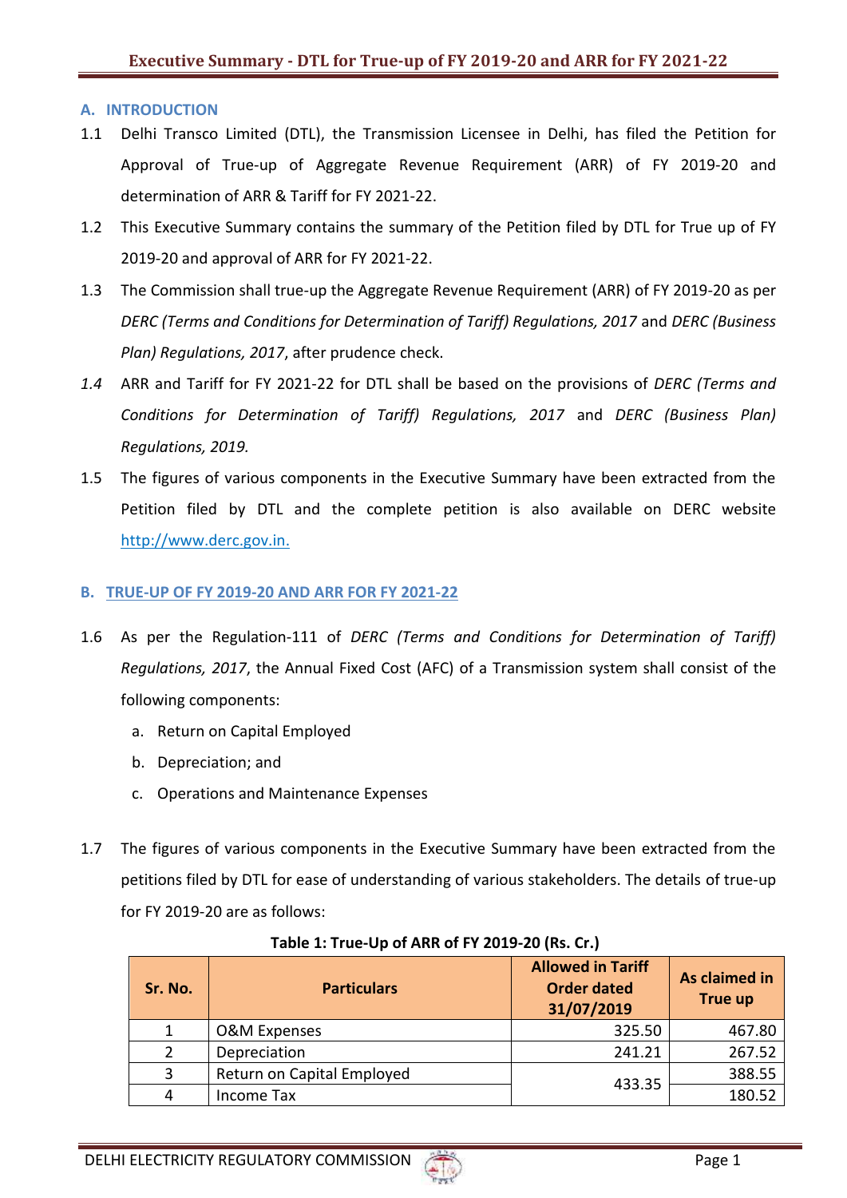# Executive Summary - DTL for True-up of FY 2019-20 and ARR for FY 2021-22

## A. INTRODUCTION

1.1 Delhi Transco Limited (DTL), the Transmission Licensee in Delhi, has filed the Petition for Approval of True-up of Aggregate Revenue Requirement (ARR) of FY 2019-20 and determination of ARR & Tariff for FY 2021-22.

1.2 This Executive Summary contains the summary of the Petition filed by DTL for True up of FY 2019-20 and approval of ARR for FY 2021-22.

1.3 The Commission shall true-up the Aggregate Revenue Requirement (ARR) of FY 2019-20 as per *DERC (Terms and Conditions for Determination of Tariff) Regulations, 2017* and *DERC (Business Plan) Regulations, 2017*, after prudence check.

*1.4* ARR and Tariff for FY 2021-22 for DTL shall be based on the provisions of *DERC (Terms and Conditions for Determination of Tariff) Regulations, 2017* and *DERC (Business Plan) Regulations, 2019.*

1.5 The figures of various components in the Executive Summary have been extracted from the Petition filed by DTL and the complete petition is also available on DERC website http://www.derc.gov.in.

## B. TRUE-UP OF FY 2019-20 AND ARR FOR FY 2021-22

1.6 As per the Regulation-111 of *DERC (Terms and Conditions for Determination of Tariff) Regulations, 2017*, the Annual Fixed Cost (AFC) of a Transmission system shall consist of the following components:

a. Return on Capital Employed
b. Depreciation; and
c. Operations and Maintenance Expenses

1.7 The figures of various components in the Executive Summary have been extracted from the petitions filed by DTL for ease of understanding of various stakeholders. The details of true-up for FY 2019-20 are as follows:

**Table 1: True-Up of ARR of FY 2019-20 (Rs. Cr.)**

| Sr. No. | Particulars | Allowed in Tariff Order dated 31/07/2019 | As claimed in True up |
|---|---|---|---|
| 1 | O&M Expenses | 325.50 | 467.80 |
| 2 | Depreciation | 241.21 | 267.52 |
| 3 | Return on Capital Employed | 433.35 | 388.55 |
| 4 | Income Tax | | 180.52 |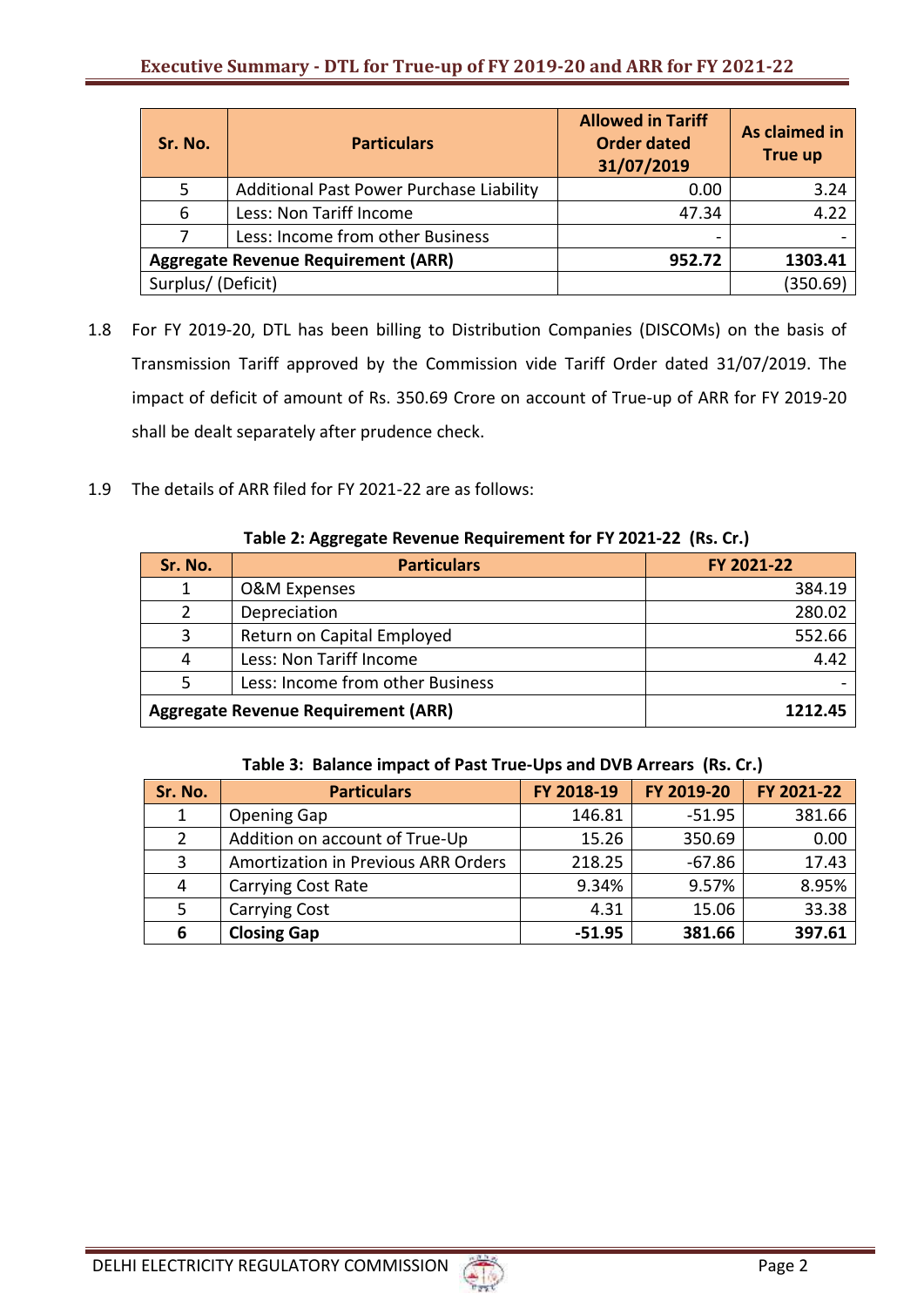| Sr. No. | Particulars | Allowed in Tariff Order dated 31/07/2019 | As claimed in True up |
|---|---|---|---|
| 5 | Additional Past Power Purchase Liability | 0.00 | 3.24 |
| 6 | Less: Non Tariff Income | 47.34 | 4.22 |
| 7 | Less: Income from other Business | - | - |
| **Aggregate Revenue Requirement (ARR)** | | **952.72** | **1303.41** |
| Surplus/ (Deficit) | | | (350.69) |

1.8 For FY 2019-20, DTL has been billing to Distribution Companies (DISCOMs) on the basis of Transmission Tariff approved by the Commission vide Tariff Order dated 31/07/2019. The impact of deficit of amount of Rs. 350.69 Crore on account of True-up of ARR for FY 2019-20 shall be dealt separately after prudence check.

1.9 The details of ARR filed for FY 2021-22 are as follows:

**Table 2: Aggregate Revenue Requirement for FY 2021-22 (Rs. Cr.)**

| Sr. No. | Particulars | FY 2021-22 |
|---|---|---|
| 1 | O&M Expenses | 384.19 |
| 2 | Depreciation | 280.02 |
| 3 | Return on Capital Employed | 552.66 |
| 4 | Less: Non Tariff Income | 4.42 |
| 5 | Less: Income from other Business | - |
| **Aggregate Revenue Requirement (ARR)** | | **1212.45** |

**Table 3: Balance impact of Past True-Ups and DVB Arrears (Rs. Cr.)**

| Sr. No. | Particulars | FY 2018-19 | FY 2019-20 | FY 2021-22 |
|---|---|---|---|---|
| 1 | Opening Gap | 146.81 | -51.95 | 381.66 |
| 2 | Addition on account of True-Up | 15.26 | 350.69 | 0.00 |
| 3 | Amortization in Previous ARR Orders | 218.25 | -67.86 | 17.43 |
| 4 | Carrying Cost Rate | 9.34% | 9.57% | 8.95% |
| 5 | Carrying Cost | 4.31 | 15.06 | 33.38 |
| **6** | **Closing Gap** | **-51.95** | **381.66** | **397.61** |